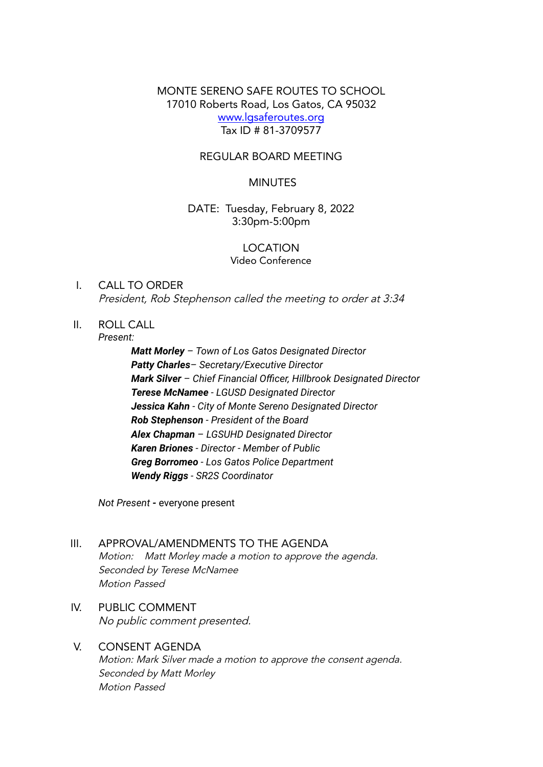MONTE SERENO SAFE ROUTES TO SCHOOL
17010 Roberts Road, Los Gatos, CA 95032
www.lgsaferoutes.org
Tax ID # 81-3709577

REGULAR BOARD MEETING

MINUTES

DATE: Tuesday, February 8, 2022
3:30pm-5:00pm

LOCATION
Video Conference

I. CALL TO ORDER
*President, Rob Stephenson called the meeting to order at 3:34*

II. ROLL CALL
*Present:*

***Matt Morley** – Town of Los Gatos Designated Director*
***Patty Charles**– Secretary/Executive Director*
***Mark Silver** – Chief Financial Officer, Hillbrook Designated Director*
***Terese McNamee** - LGUSD Designated Director*
***Jessica Kahn** - City of Monte Sereno Designated Director*
***Rob Stephenson** - President of the Board*
***Alex Chapman** – LGSUHD Designated Director*
***Karen Briones** - Director - Member of Public*
***Greg Borromeo** - Los Gatos Police Department*
***Wendy Riggs** - SR2S Coordinator*

*Not Present* **-** everyone present

III. APPROVAL/AMENDMENTS TO THE AGENDA
*Motion: Matt Morley made a motion to approve the agenda.*
*Seconded by Terese McNamee*
*Motion Passed*

IV. PUBLIC COMMENT
*No public comment presented.*

V. CONSENT AGENDA
*Motion: Mark Silver made a motion to approve the consent agenda.*
*Seconded by Matt Morley*
*Motion Passed*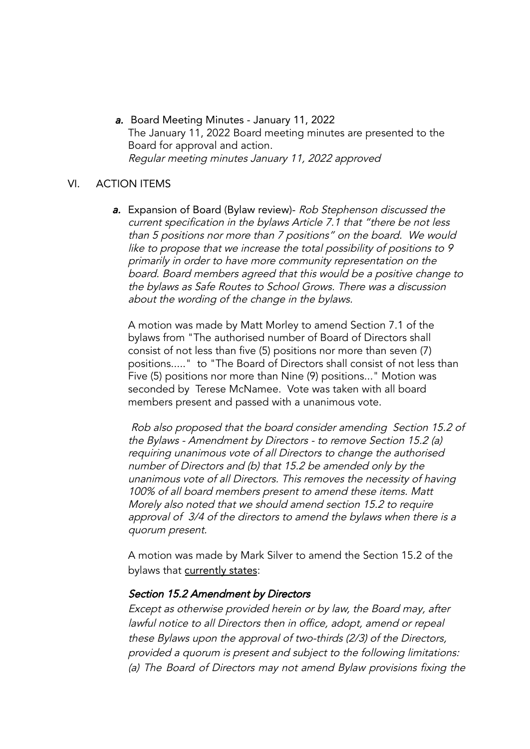***a.*** Board Meeting Minutes - January 11, 2022
The January 11, 2022 Board meeting minutes are presented to the Board for approval and action.
*Regular meeting minutes January 11, 2022 approved*

VI. ACTION ITEMS

***a.*** Expansion of Board (Bylaw review)- *Rob Stephenson discussed the current specification in the bylaws Article 7.1 that "there be not less than 5 positions nor more than 7 positions" on the board. We would like to propose that we increase the total possibility of positions to 9 primarily in order to have more community representation on the board. Board members agreed that this would be a positive change to the bylaws as Safe Routes to School Grows. There was a discussion about the wording of the change in the bylaws.*

A motion was made by Matt Morley to amend Section 7.1 of the bylaws from "The authorised number of Board of Directors shall consist of not less than five (5) positions nor more than seven (7) positions....." to "The Board of Directors shall consist of not less than Five (5) positions nor more than Nine (9) positions..." Motion was seconded by Terese McNamee. Vote was taken with all board members present and passed with a unanimous vote.

*Rob also proposed that the board consider amending Section 15.2 of the Bylaws - Amendment by Directors - to remove Section 15.2 (a) requiring unanimous vote of all Directors to change the authorised number of Directors and (b) that 15.2 be amended only by the unanimous vote of all Directors. This removes the necessity of having 100% of all board members present to amend these items. Matt Morely also noted that we should amend section 15.2 to require approval of 3/4 of the directors to amend the bylaws when there is a quorum present.*

A motion was made by Mark Silver to amend the Section 15.2 of the bylaws that currently states:

***Section 15.2 Amendment by Directors***

*Except as otherwise provided herein or by law, the Board may, after lawful notice to all Directors then in office, adopt, amend or repeal these Bylaws upon the approval of two-thirds (2/3) of the Directors, provided a quorum is present and subject to the following limitations:*
*(a) The Board of Directors may not amend Bylaw provisions fixing the*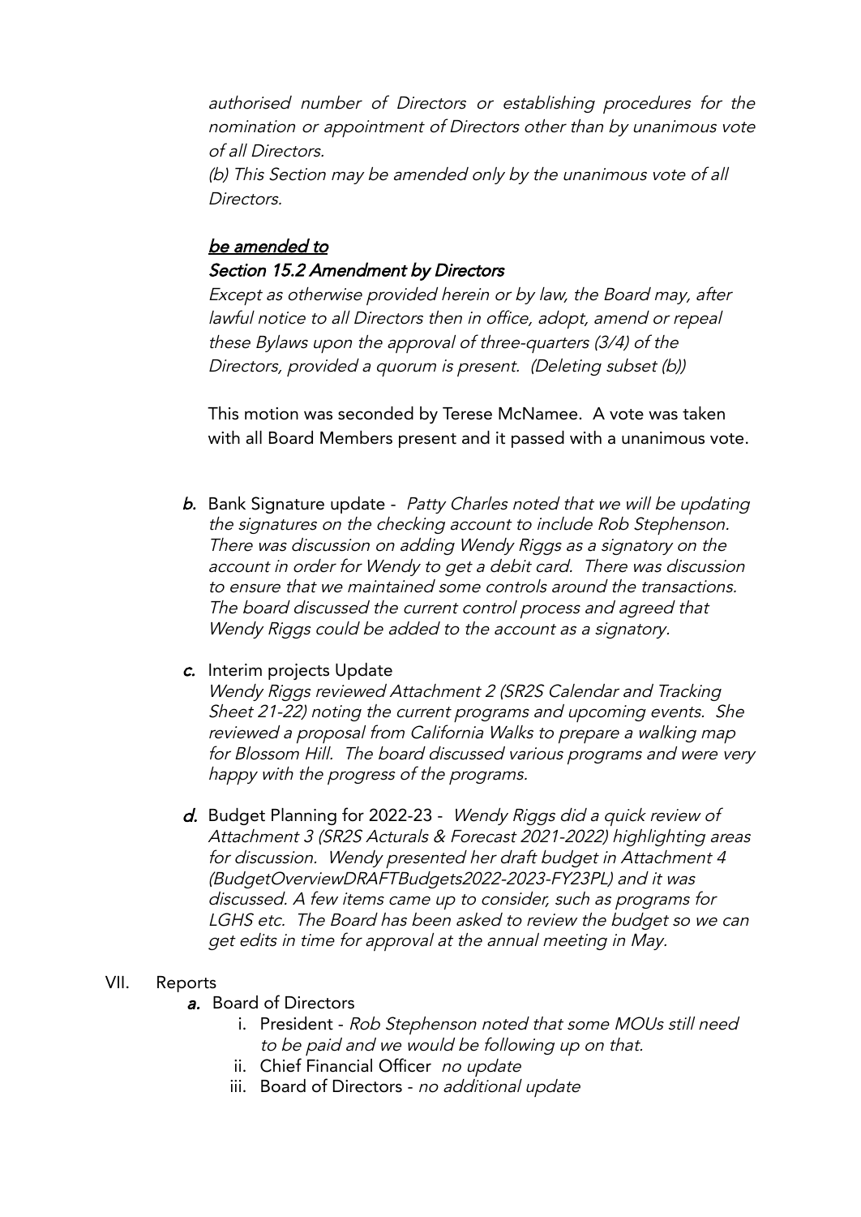*authorised number of Directors or establishing procedures for the nomination or appointment of Directors other than by unanimous vote of all Directors.*

*(b) This Section may be amended only by the unanimous vote of all Directors.*

***be amended to***

***Section 15.2 Amendment by Directors***

*Except as otherwise provided herein or by law, the Board may, after lawful notice to all Directors then in office, adopt, amend or repeal these Bylaws upon the approval of three-quarters (3/4) of the Directors, provided a quorum is present. (Deleting subset (b))*

This motion was seconded by Terese McNamee. A vote was taken with all Board Members present and it passed with a unanimous vote.

***b.*** Bank Signature update - *Patty Charles noted that we will be updating the signatures on the checking account to include Rob Stephenson. There was discussion on adding Wendy Riggs as a signatory on the account in order for Wendy to get a debit card. There was discussion to ensure that we maintained some controls around the transactions. The board discussed the current control process and agreed that Wendy Riggs could be added to the account as a signatory.*

***c.*** Interim projects Update
*Wendy Riggs reviewed Attachment 2 (SR2S Calendar and Tracking Sheet 21-22) noting the current programs and upcoming events. She reviewed a proposal from California Walks to prepare a walking map for Blossom Hill. The board discussed various programs and were very happy with the progress of the programs.*

***d.*** Budget Planning for 2022-23 - *Wendy Riggs did a quick review of Attachment 3 (SR2S Acturals & Forecast 2021-2022) highlighting areas for discussion. Wendy presented her draft budget in Attachment 4 (BudgetOverviewDRAFTBudgets2022-2023-FY23PL) and it was discussed. A few items came up to consider, such as programs for LGHS etc. The Board has been asked to review the budget so we can get edits in time for approval at the annual meeting in May.*

VII. Reports

***a.*** Board of Directors

i. President - *Rob Stephenson noted that some MOUs still need to be paid and we would be following up on that.*

ii. Chief Financial Officer *no update*

iii. Board of Directors - *no additional update*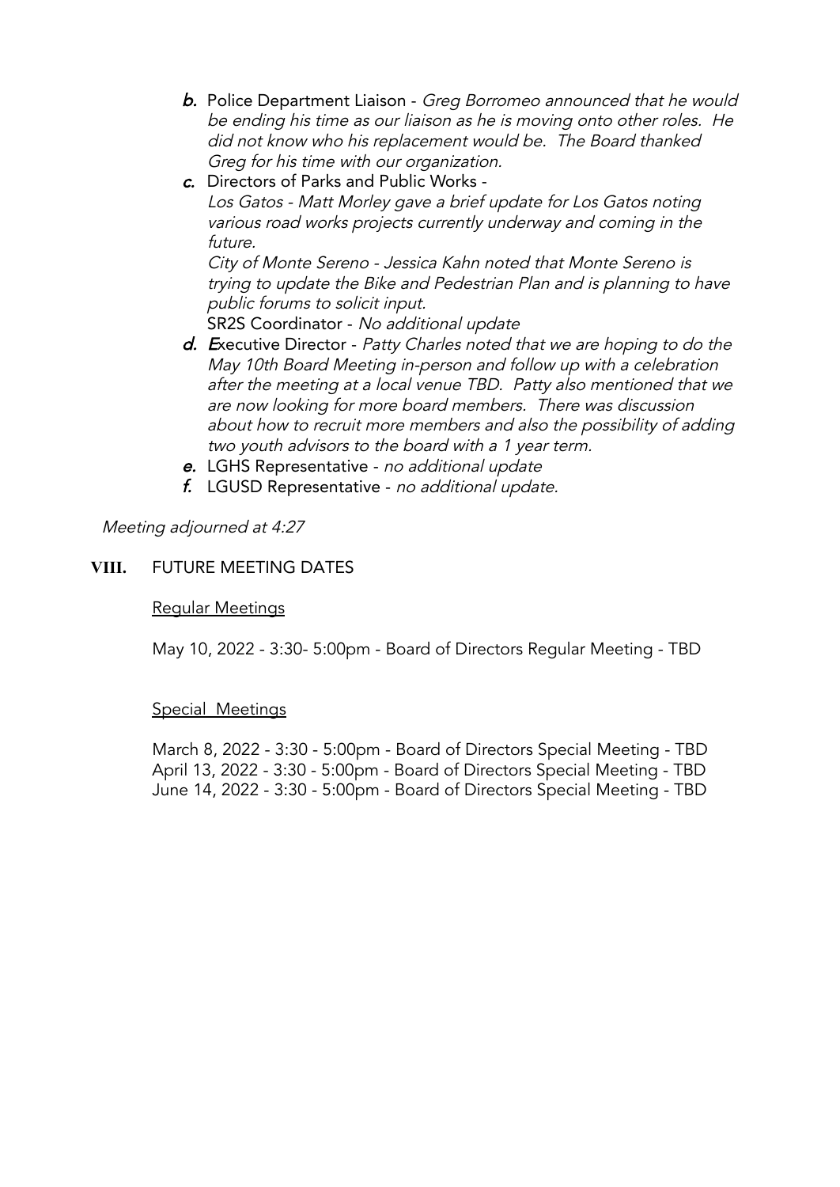- ***b.*** Police Department Liaison - *Greg Borromeo announced that he would be ending his time as our liaison as he is moving onto other roles. He did not know who his replacement would be. The Board thanked Greg for his time with our organization.*
- ***c.*** Directors of Parks and Public Works -
  *Los Gatos - Matt Morley gave a brief update for Los Gatos noting various road works projects currently underway and coming in the future.*
  *City of Monte Sereno - Jessica Kahn noted that Monte Sereno is trying to update the Bike and Pedestrian Plan and is planning to have public forums to solicit input.*
  SR2S Coordinator - *No additional update*
- ***d.*** *E*xecutive Director - *Patty Charles noted that we are hoping to do the May 10th Board Meeting in-person and follow up with a celebration after the meeting at a local venue TBD. Patty also mentioned that we are now looking for more board members. There was discussion about how to recruit more members and also the possibility of adding two youth advisors to the board with a 1 year term.*
- ***e.*** LGHS Representative - *no additional update*
- ***f.*** LGUSD Representative - *no additional update.*

*Meeting adjourned at 4:27*

## VIII. FUTURE MEETING DATES

Regular Meetings

May 10, 2022 - 3:30- 5:00pm - Board of Directors Regular Meeting - TBD

Special Meetings

March 8, 2022 - 3:30 - 5:00pm - Board of Directors Special Meeting - TBD
April 13, 2022 - 3:30 - 5:00pm - Board of Directors Special Meeting - TBD
June 14, 2022 - 3:30 - 5:00pm - Board of Directors Special Meeting - TBD